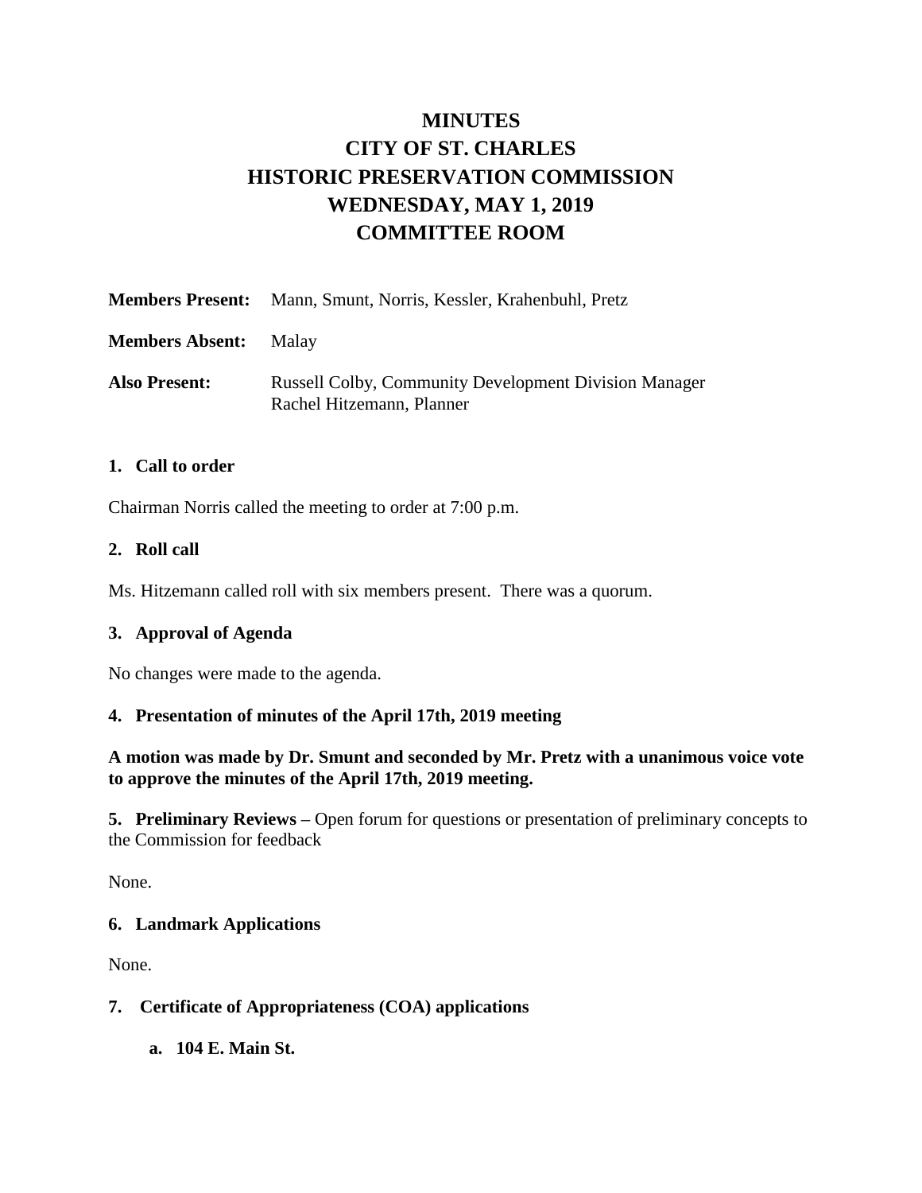# MINUTES
# CITY OF ST. CHARLES
# HISTORIC PRESERVATION COMMISSION
# WEDNESDAY, MAY 1, 2019
# COMMITTEE ROOM

**Members Present:** Mann, Smunt, Norris, Kessler, Krahenbuhl, Pretz

**Members Absent:** Malay

**Also Present:** Russell Colby, Community Development Division Manager
Rachel Hitzemann, Planner

**1. Call to order**

Chairman Norris called the meeting to order at 7:00 p.m.

**2. Roll call**

Ms. Hitzemann called roll with six members present. There was a quorum.

**3. Approval of Agenda**

No changes were made to the agenda.

**4. Presentation of minutes of the April 17th, 2019 meeting**

**A motion was made by Dr. Smunt and seconded by Mr. Pretz with a unanimous voice vote to approve the minutes of the April 17th, 2019 meeting.**

**5. Preliminary Reviews –** Open forum for questions or presentation of preliminary concepts to the Commission for feedback

None.

**6. Landmark Applications**

None.

**7. Certificate of Appropriateness (COA) applications**

**a. 104 E. Main St.**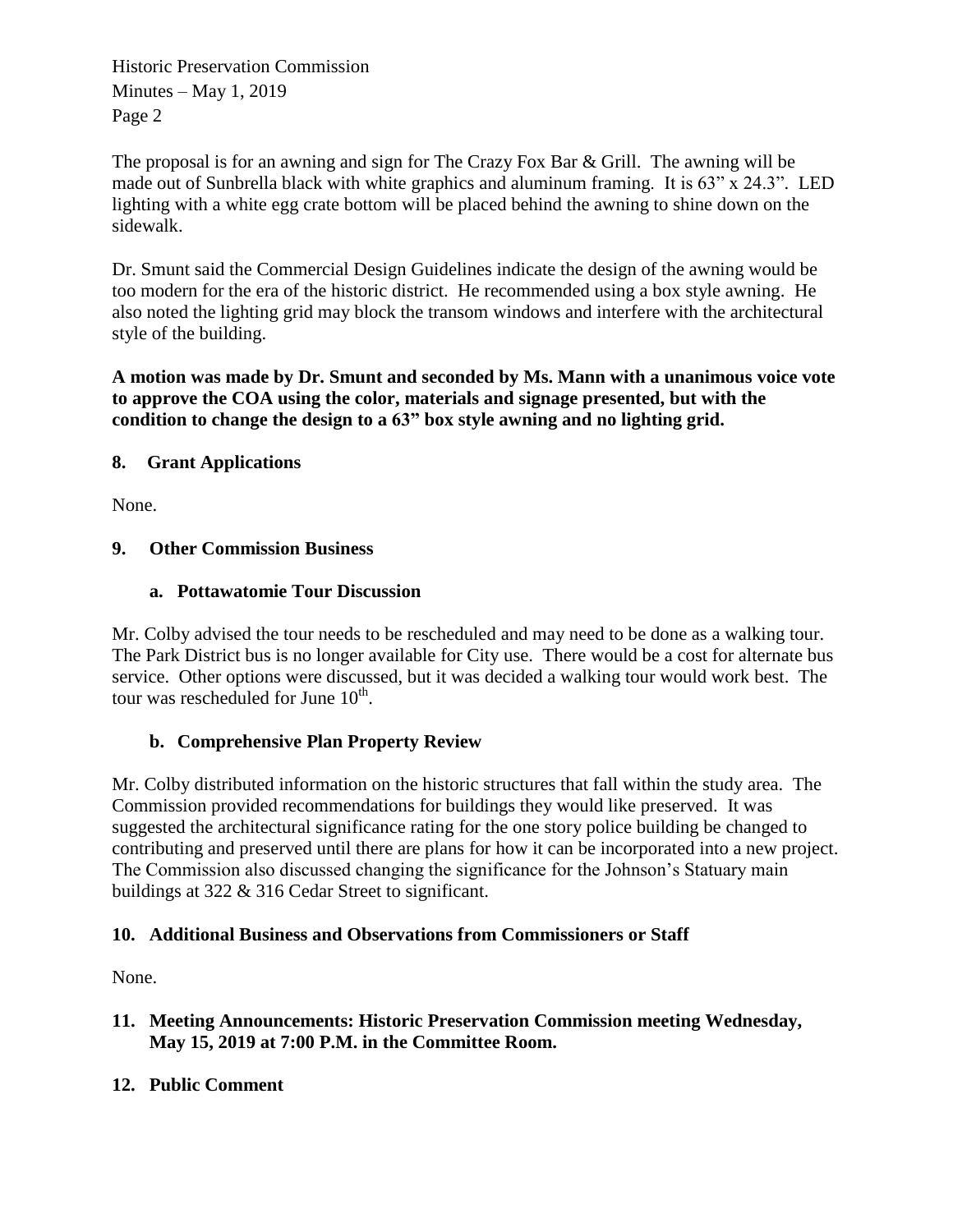The proposal is for an awning and sign for The Crazy Fox Bar & Grill. The awning will be made out of Sunbrella black with white graphics and aluminum framing. It is 63" x 24.3". LED lighting with a white egg crate bottom will be placed behind the awning to shine down on the sidewalk.

Dr. Smunt said the Commercial Design Guidelines indicate the design of the awning would be too modern for the era of the historic district. He recommended using a box style awning. He also noted the lighting grid may block the transom windows and interfere with the architectural style of the building.

**A motion was made by Dr. Smunt and seconded by Ms. Mann with a unanimous voice vote to approve the COA using the color, materials and signage presented, but with the condition to change the design to a 63" box style awning and no lighting grid.**

## 8. Grant Applications

None.

## 9. Other Commission Business

### a. Pottawatomie Tour Discussion

Mr. Colby advised the tour needs to be rescheduled and may need to be done as a walking tour. The Park District bus is no longer available for City use. There would be a cost for alternate bus service. Other options were discussed, but it was decided a walking tour would work best. The tour was rescheduled for June 10th.

### b. Comprehensive Plan Property Review

Mr. Colby distributed information on the historic structures that fall within the study area. The Commission provided recommendations for buildings they would like preserved. It was suggested the architectural significance rating for the one story police building be changed to contributing and preserved until there are plans for how it can be incorporated into a new project. The Commission also discussed changing the significance for the Johnson's Statuary main buildings at 322 & 316 Cedar Street to significant.

## 10. Additional Business and Observations from Commissioners or Staff

None.

## 11. Meeting Announcements: Historic Preservation Commission meeting Wednesday, May 15, 2019 at 7:00 P.M. in the Committee Room.

## 12. Public Comment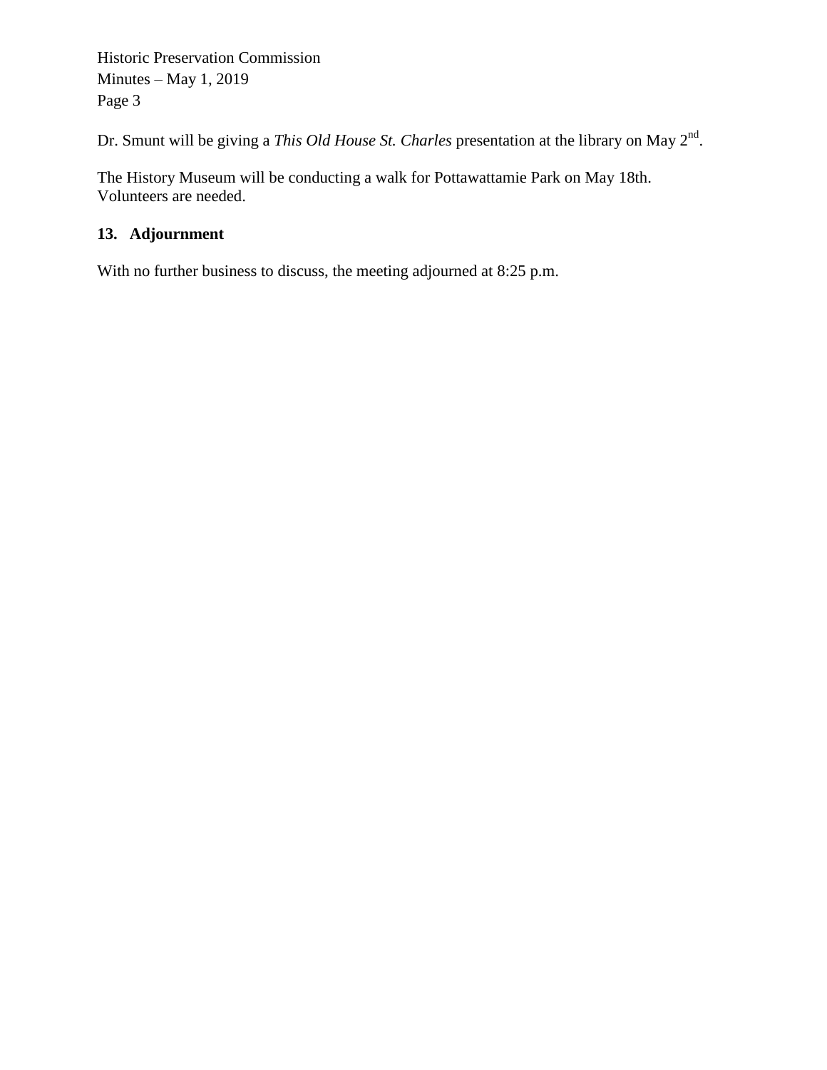Dr. Smunt will be giving a *This Old House St. Charles* presentation at the library on May 2nd.

The History Museum will be conducting a walk for Pottawattamie Park on May 18th. Volunteers are needed.

### 13. Adjournment

With no further business to discuss, the meeting adjourned at 8:25 p.m.